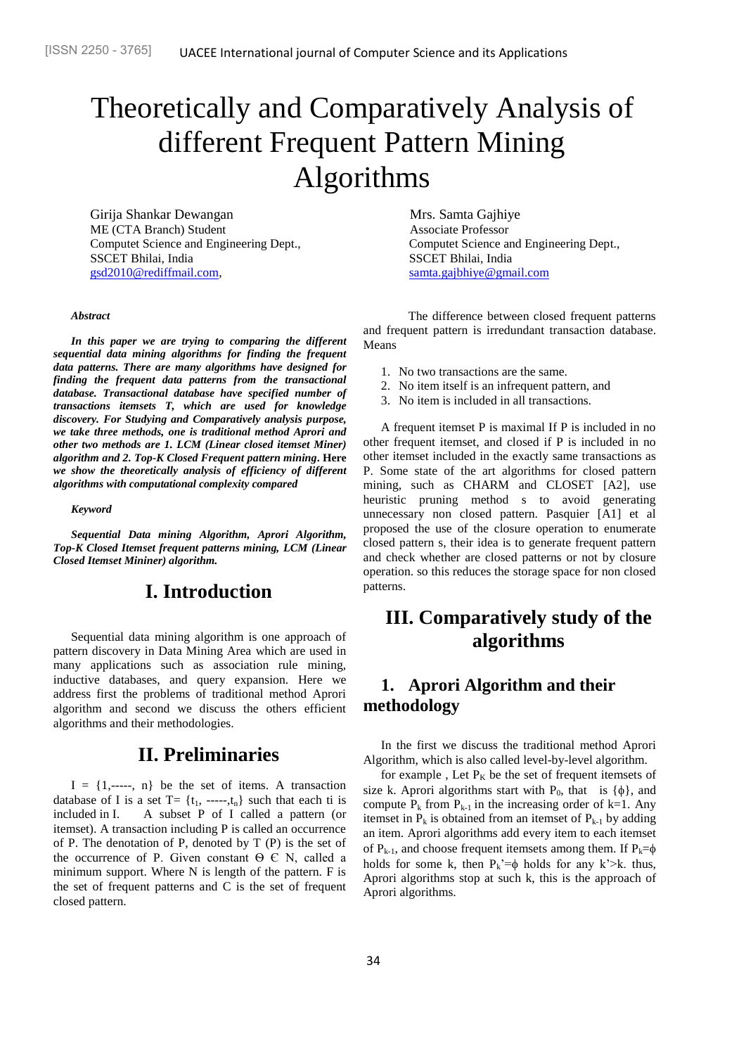# Theoretically and Comparatively Analysis of different Frequent Pattern Mining Algorithms

Girija Shankar Dewangan
ME (CTA Branch) Student
Computet Science and Engineering Dept.,
SSCET Bhilai, India
gsd2010@rediffmail.com,

Mrs. Samta Gajhiye
Associate Professor
Computet Science and Engineering Dept.,
SSCET Bhilai, India
samta.gajbhiye@gmail.com

***Abstract***

***In this paper we are trying to comparing the different sequential data mining algorithms for finding the frequent data patterns. There are many algorithms have designed for finding the frequent data patterns from the transactional database. Transactional database have specified number of transactions itemsets T, which are used for knowledge discovery. For Studying and Comparatively analysis purpose, we take three methods, one is traditional method Aprori and other two methods are 1. LCM (Linear closed itemset Miner) algorithm and 2. Top-K Closed Frequent pattern mining.*** **Here *we show the theoretically analysis of efficiency of different algorithms with computational complexity compared***

***Keyword***

***Sequential Data mining Algorithm, Aprori Algorithm, Top-K Closed Itemset frequent patterns mining, LCM (Linear Closed Itemset Mininer) algorithm.***

## I. Introduction

Sequential data mining algorithm is one approach of pattern discovery in Data Mining Area which are used in many applications such as association rule mining, inductive databases, and query expansion. Here we address first the problems of traditional method Aprori algorithm and second we discuss the others efficient algorithms and their methodologies.

## II. Preliminaries

I = {1,-----, n} be the set of items. A transaction database of I is a set T= {$t_1$, -----,$t_n$} such that each ti is included in I. A subset P of I called a pattern (or itemset). A transaction including P is called an occurrence of P. The denotation of P, denoted by T (P) is the set of the occurrence of P. Given constant $\Theta \in$ N, called a minimum support. Where N is length of the pattern. F is the set of frequent patterns and C is the set of frequent closed pattern.

The difference between closed frequent patterns and frequent pattern is irredundant transaction database. Means

1. No two transactions are the same.
2. No item itself is an infrequent pattern, and
3. No item is included in all transactions.

A frequent itemset P is maximal If P is included in no other frequent itemset, and closed if P is included in no other itemset included in the exactly same transactions as P. Some state of the art algorithms for closed pattern mining, such as CHARM and CLOSET [A2], use heuristic pruning method s to avoid generating unnecessary non closed pattern. Pasquier [A1] et al proposed the use of the closure operation to enumerate closed pattern s, their idea is to generate frequent pattern and check whether are closed patterns or not by closure operation. so this reduces the storage space for non closed patterns.

## III. Comparatively study of the algorithms

### 1. Aprori Algorithm and their methodology

In the first we discuss the traditional method Aprori Algorithm, which is also called level-by-level algorithm.

for example , Let $P_K$ be the set of frequent itemsets of size k. Aprori algorithms start with $P_0$, that is {$\phi$}, and compute $P_k$ from $P_{k-1}$ in the increasing order of k=1. Any itemset in $P_k$ is obtained from an itemset of $P_{k-1}$ by adding an item. Aprori algorithms add every item to each itemset of $P_{k-1}$, and choose frequent itemsets among them. If $P_k$=$\phi$ holds for some k, then $P_{k'}$=$\phi$ holds for any k'>k. thus, Aprori algorithms stop at such k, this is the approach of Aprori algorithms.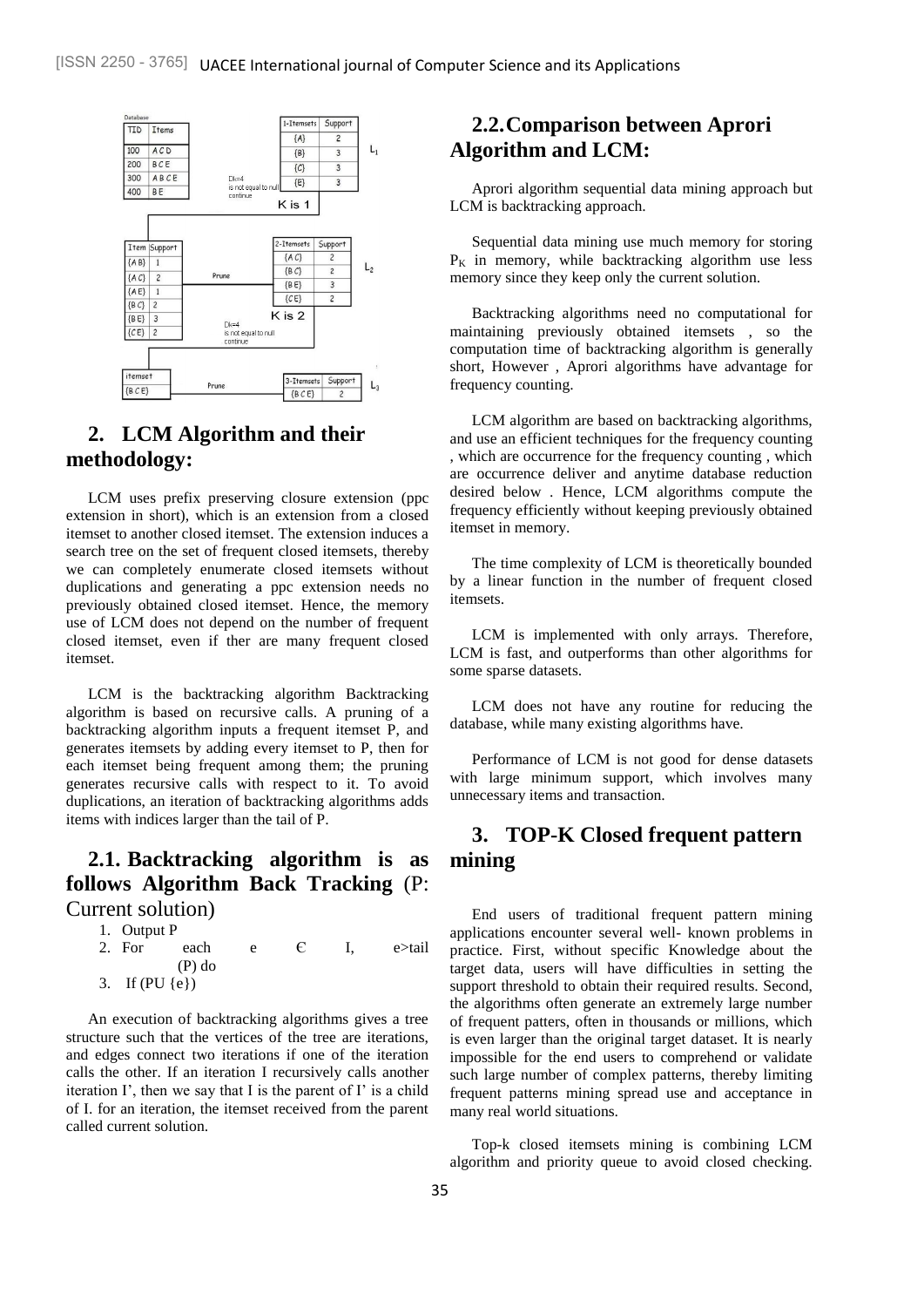| TID | Items |
| --- | --- |
| 100 | A C D |
| 200 | B C E |
| 300 | A B C E |
| 400 | B E |

| 1-Itemsets | Support |
| --- | --- |
| {A} | 2 |
| {B} | 3 |
| {C} | 3 |
| {E} | 3 |

$L_1$

Dk=4 is not equal to null continue

K is 1

| Item | Support |
| --- | --- |
| {A B} | 1 |
| {A C} | 2 |
| {A E} | 1 |
| {B C} | 2 |
| {B E} | 3 |
| {C E} | 2 |

Prune

| 2-Itemsets | Support |
| --- | --- |
| {A C} | 2 |
| {B C} | 2 |
| {B E} | 3 |
| {C E} | 2 |

$L_2$

Dk=4 is not equal to null continue

K is 2

| itemset |
| --- |
| {B C E} |

Prune

| 3-Itemsets | Support |
| --- | --- |
| {B C E} | 2 |

$L_3$

## 2. LCM Algorithm and their methodology:

LCM uses prefix preserving closure extension (ppc extension in short), which is an extension from a closed itemset to another closed itemset. The extension induces a search tree on the set of frequent closed itemsets, thereby we can completely enumerate closed itemsets without duplications and generating a ppc extension needs no previously obtained closed itemset. Hence, the memory use of LCM does not depend on the number of frequent closed itemset, even if ther are many frequent closed itemset.

LCM is the backtracking algorithm Backtracking algorithm is based on recursive calls. A pruning of a backtracking algorithm inputs a frequent itemset P, and generates itemsets by adding every itemset to P, then for each itemset being frequent among them; the pruning generates recursive calls with respect to it. To avoid duplications, an iteration of backtracking algorithms adds items with indices larger than the tail of P.

### 2.1. Backtracking algorithm is as follows Algorithm Back Tracking (P: Current solution)

1. Output P
2. For each e Є I, e>tail (P) do
3. If (PU {e})

An execution of backtracking algorithms gives a tree structure such that the vertices of the tree are iterations, and edges connect two iterations if one of the iteration calls the other. If an iteration I recursively calls another iteration I', then we say that I is the parent of I' is a child of I. for an iteration, the itemset received from the parent called current solution.

### 2.2. Comparison between Aprori Algorithm and LCM:

Aprori algorithm sequential data mining approach but LCM is backtracking approach.

Sequential data mining use much memory for storing $P_K$ in memory, while backtracking algorithm use less memory since they keep only the current solution.

Backtracking algorithms need no computational for maintaining previously obtained itemsets , so the computation time of backtracking algorithm is generally short, However , Aprori algorithms have advantage for frequency counting.

LCM algorithm are based on backtracking algorithms, and use an efficient techniques for the frequency counting , which are occurrence for the frequency counting , which are occurrence deliver and anytime database reduction desired below . Hence, LCM algorithms compute the frequency efficiently without keeping previously obtained itemset in memory.

The time complexity of LCM is theoretically bounded by a linear function in the number of frequent closed itemsets.

LCM is implemented with only arrays. Therefore, LCM is fast, and outperforms than other algorithms for some sparse datasets.

LCM does not have any routine for reducing the database, while many existing algorithms have.

Performance of LCM is not good for dense datasets with large minimum support, which involves many unnecessary items and transaction.

## 3. TOP-K Closed frequent pattern mining

End users of traditional frequent pattern mining applications encounter several well- known problems in practice. First, without specific Knowledge about the target data, users will have difficulties in setting the support threshold to obtain their required results. Second, the algorithms often generate an extremely large number of frequent patters, often in thousands or millions, which is even larger than the original target dataset. It is nearly impossible for the end users to comprehend or validate such large number of complex patterns, thereby limiting frequent patterns mining spread use and acceptance in many real world situations.

Top-k closed itemsets mining is combining LCM algorithm and priority queue to avoid closed checking.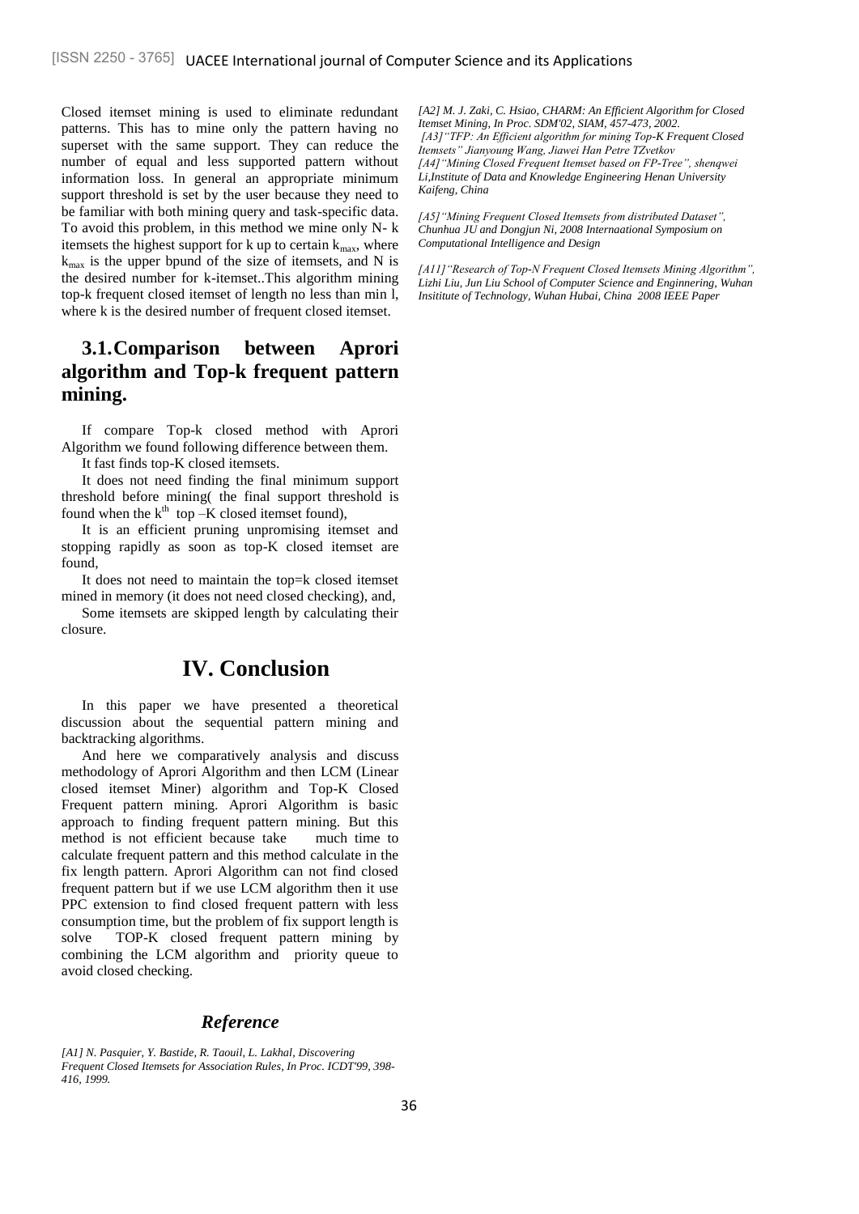Closed itemset mining is used to eliminate redundant patterns. This has to mine only the pattern having no superset with the same support. They can reduce the number of equal and less supported pattern without information loss. In general an appropriate minimum support threshold is set by the user because they need to be familiar with both mining query and task-specific data. To avoid this problem, in this method we mine only N- k itemsets the highest support for k up to certain $k_{max}$, where $k_{max}$ is the upper bpund of the size of itemsets, and N is the desired number for k-itemset..This algorithm mining top-k frequent closed itemset of length no less than min l, where k is the desired number of frequent closed itemset.

## 3.1.Comparison between Aprori algorithm and Top-k frequent pattern mining.

If compare Top-k closed method with Aprori Algorithm we found following difference between them.

It fast finds top-K closed itemsets.

It does not need finding the final minimum support threshold before mining( the final support threshold is found when the $k^{th}$ top –K closed itemset found),

It is an efficient pruning unpromising itemset and stopping rapidly as soon as top-K closed itemset are found,

It does not need to maintain the top=k closed itemset mined in memory (it does not need closed checking), and,

Some itemsets are skipped length by calculating their closure.

# IV. Conclusion

In this paper we have presented a theoretical discussion about the sequential pattern mining and backtracking algorithms.

And here we comparatively analysis and discuss methodology of Aprori Algorithm and then LCM (Linear closed itemset Miner) algorithm and Top-K Closed Frequent pattern mining. Aprori Algorithm is basic approach to finding frequent pattern mining. But this method is not efficient because take much time to calculate frequent pattern and this method calculate in the fix length pattern. Aprori Algorithm can not find closed frequent pattern but if we use LCM algorithm then it use PPC extension to find closed frequent pattern with less consumption time, but the problem of fix support length is solve TOP-K closed frequent pattern mining by combining the LCM algorithm and priority queue to avoid closed checking.

## *Reference*

*[A1] N. Pasquier, Y. Bastide, R. Taouil, L. Lakhal, Discovering Frequent Closed Itemsets for Association Rules, In Proc. ICDT'99, 398-416, 1999.*

*[A2] M. J. Zaki, C. Hsiao, CHARM: An Efficient Algorithm for Closed Itemset Mining, In Proc. SDM'02, SIAM, 457-473, 2002.*

*[A3]"TFP: An Efficient algorithm for mining Top-K Frequent Closed Itemsets" Jianyoung Wang, Jiawei Han Petre TZvetkov*

*[A4]"Mining Closed Frequent Itemset based on FP-Tree", shenqwei Li,Institute of Data and Knowledge Engineering Henan University Kaifeng, China*

*[A5]"Mining Frequent Closed Itemsets from distributed Dataset", Chunhua JU and Dongjun Ni, 2008 Internaational Symposium on Computational Intelligence and Design*

*[A11]"Research of Top-N Frequent Closed Itemsets Mining Algorithm", Lizhi Liu, Jun Liu School of Computer Science and Enginnering, Wuhan Insititute of Technology, Wuhan Hubai, China 2008 IEEE Paper*